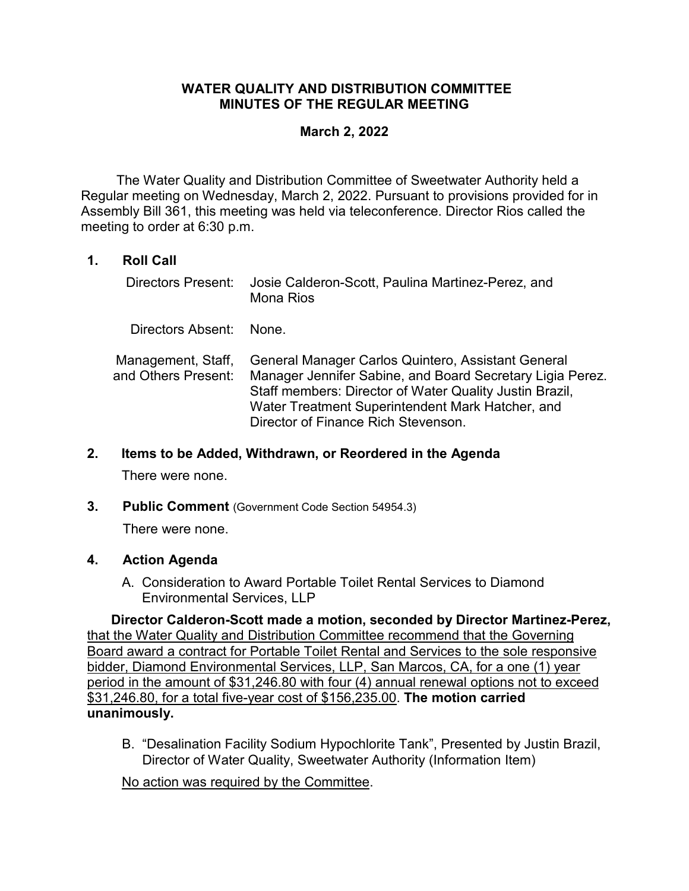# WATER QUALITY AND DISTRIBUTION COMMITTEE
# MINUTES OF THE REGULAR MEETING

**March 2, 2022**

The Water Quality and Distribution Committee of Sweetwater Authority held a Regular meeting on Wednesday, March 2, 2022. Pursuant to provisions provided for in Assembly Bill 361, this meeting was held via teleconference. Director Rios called the meeting to order at 6:30 p.m.

## 1. Roll Call

| | |
|---|---|
| Directors Present: | Josie Calderon-Scott, Paulina Martinez-Perez, and Mona Rios |
| Directors Absent: | None. |
| Management, Staff, and Others Present: | General Manager Carlos Quintero, Assistant General Manager Jennifer Sabine, and Board Secretary Ligia Perez. Staff members: Director of Water Quality Justin Brazil, Water Treatment Superintendent Mark Hatcher, and Director of Finance Rich Stevenson. |

## 2. Items to be Added, Withdrawn, or Reordered in the Agenda

There were none.

## 3. Public Comment (Government Code Section 54954.3)

There were none.

## 4. Action Agenda

A. Consideration to Award Portable Toilet Rental Services to Diamond Environmental Services, LLP

**Director Calderon-Scott made a motion, seconded by Director Martinez-Perez,** that the Water Quality and Distribution Committee recommend that the Governing Board award a contract for Portable Toilet Rental and Services to the sole responsive bidder, Diamond Environmental Services, LLP, San Marcos, CA, for a one (1) year period in the amount of $31,246.80 with four (4) annual renewal options not to exceed $31,246.80, for a total five-year cost of $156,235.00. **The motion carried unanimously.**

B. "Desalination Facility Sodium Hypochlorite Tank", Presented by Justin Brazil, Director of Water Quality, Sweetwater Authority (Information Item)

No action was required by the Committee.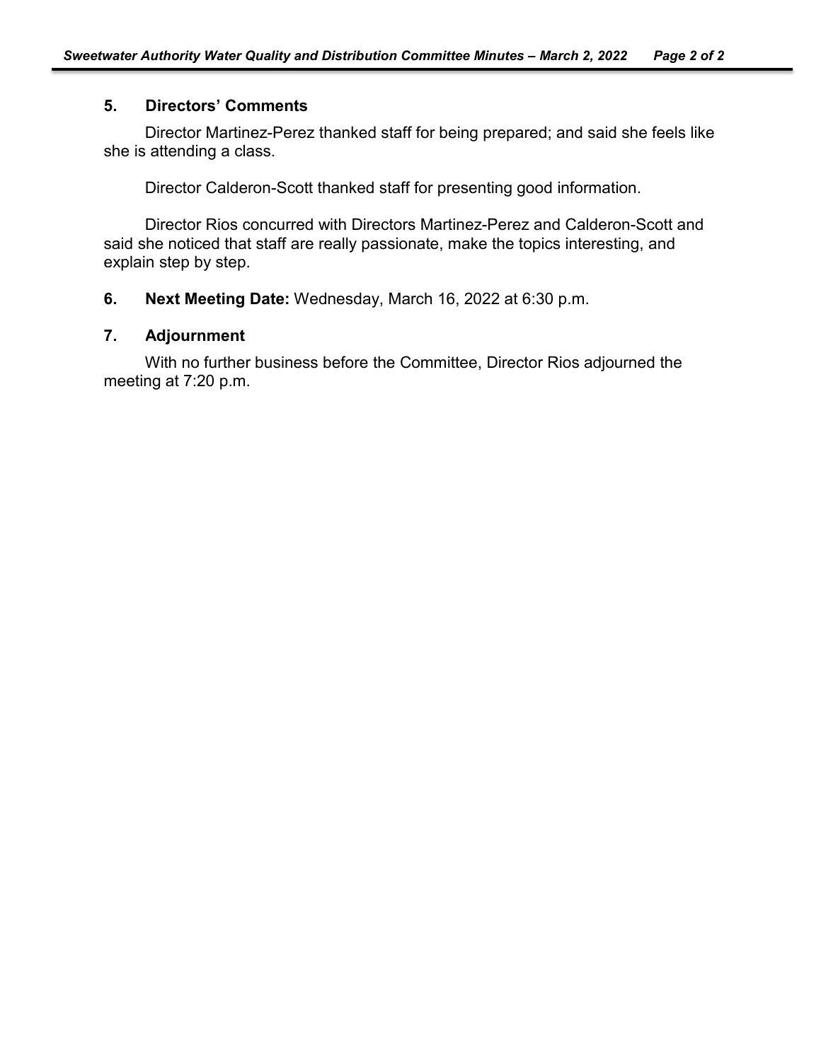**5. Directors' Comments**

Director Martinez-Perez thanked staff for being prepared; and said she feels like she is attending a class.

Director Calderon-Scott thanked staff for presenting good information.

Director Rios concurred with Directors Martinez-Perez and Calderon-Scott and said she noticed that staff are really passionate, make the topics interesting, and explain step by step.

**6. Next Meeting Date:** Wednesday, March 16, 2022 at 6:30 p.m.

**7. Adjournment**

With no further business before the Committee, Director Rios adjourned the meeting at 7:20 p.m.